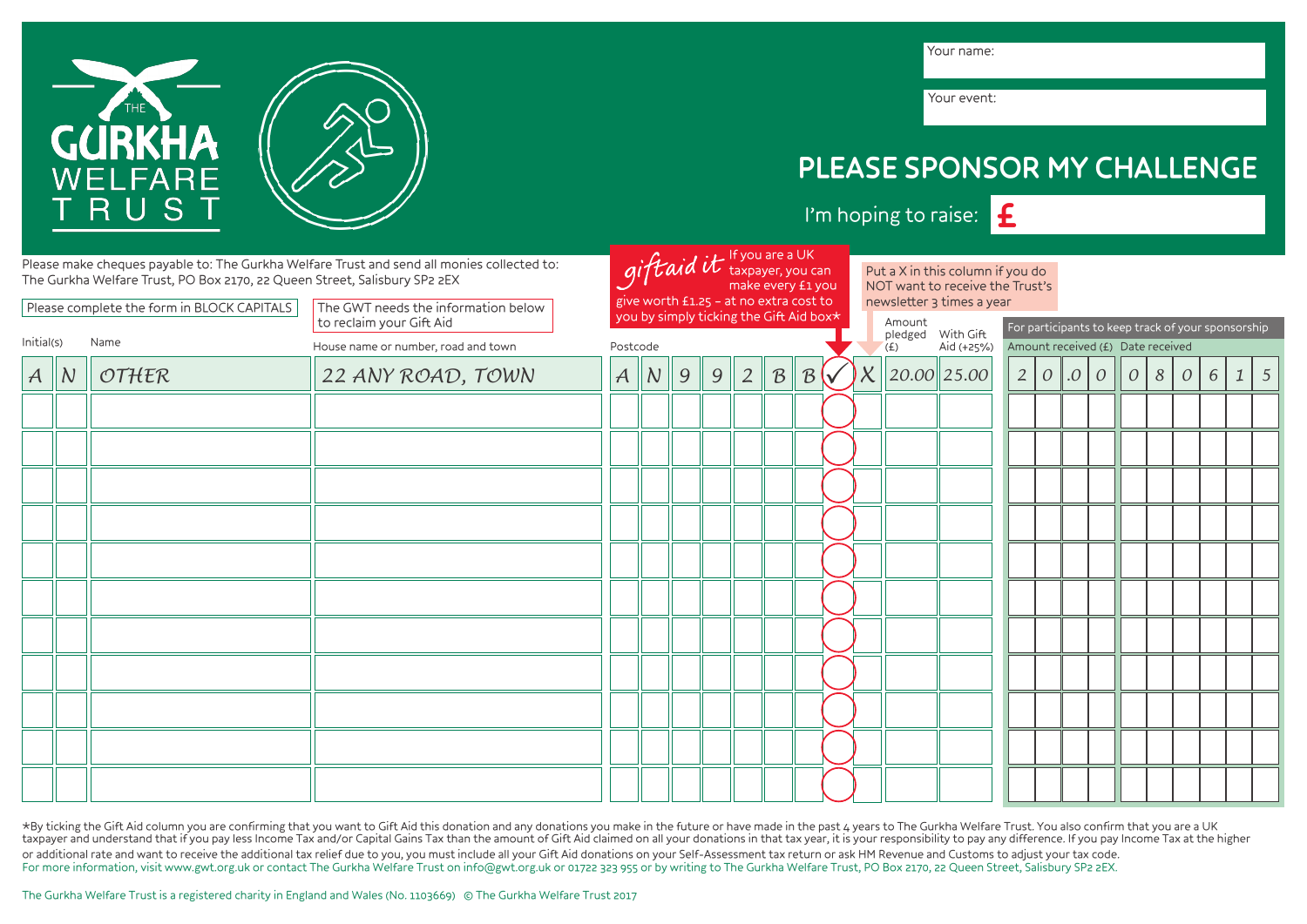THE GURKHA WELFARE TRUST

Your name:

Your event:

# PLEASE SPONSOR MY CHALLENGE

I'm hoping to raise: £

Please make cheques payable to: The Gurkha Welfare Trust and send all monies collected to:
The Gurkha Welfare Trust, PO Box 2170, 22 Queen Street, Salisbury SP2 2EX

Please complete the form in BLOCK CAPITALS

The GWT needs the information below to reclaim your Gift Aid

*giftaid it* If you are a UK taxpayer, you can make every £1 you give worth £1.25 – at no extra cost to you by simply ticking the Gift Aid box*

Put a X in this column if you do NOT want to receive the Trust's newsletter 3 times a year

For participants to keep track of your sponsorship

| Initial(s) | Name | House name or number, road and town | Postcode | Gift Aid ✓ | Newsletter X | Amount pledged (£) | With Gift Aid (+25%) | Amount received (£) | Date received |
|---|---|---|---|---|---|---|---|---|---|
| A N | OTHER | 22 ANY ROAD, TOWN | AN99 2BB | ✓ | X | 20.00 | 25.00 | 20.00 | 08 06 15 |
| | | | | | | | | | |
| | | | | | | | | | |
| | | | | | | | | | |
| | | | | | | | | | |
| | | | | | | | | | |
| | | | | | | | | | |
| | | | | | | | | | |
| | | | | | | | | | |
| | | | | | | | | | |
| | | | | | | | | | |
| | | | | | | | | | |

*By ticking the Gift Aid column you are confirming that you want to Gift Aid this donation and any donations you make in the future or have made in the past 4 years to The Gurkha Welfare Trust. You also confirm that you are a UK taxpayer and understand that if you pay less Income Tax and/or Capital Gains Tax than the amount of Gift Aid claimed on all your donations in that tax year, it is your responsibility to pay any difference. If you pay Income Tax at the higher or additional rate and want to receive the additional tax relief due to you, you must include all your Gift Aid donations on your Self-Assessment tax return or ask HM Revenue and Customs to adjust your tax code.
For more information, visit www.gwt.org.uk or contact The Gurkha Welfare Trust on info@gwt.org.uk or 01722 323 955 or by writing to The Gurkha Welfare Trust, PO Box 2170, 22 Queen Street, Salisbury SP2 2EX.

The Gurkha Welfare Trust is a registered charity in England and Wales (No. 1103669) © The Gurkha Welfare Trust 2017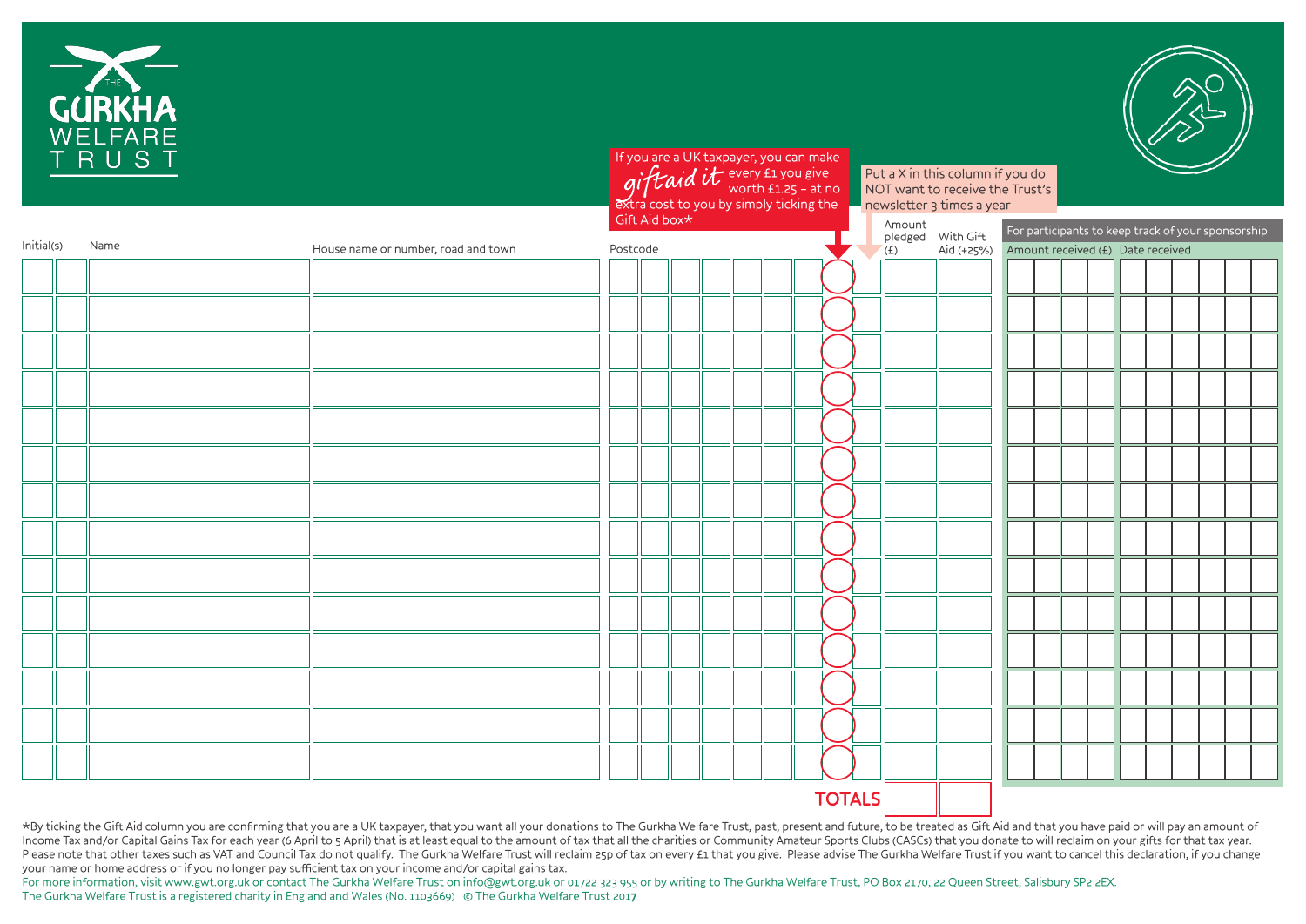THE GURKHA WELFARE TRUST

If you are a UK taxpayer, you can make *giftaid it* every £1 you give worth £1.25 – at no extra cost to you by simply ticking the Gift Aid box*

Put a X in this column if you do NOT want to receive the Trust's newsletter 3 times a year

| Initial(s) | | Name | House name or number, road and town | Postcode | | | | | | | Gift Aid | Newsletter | Amount pledged (£) | With Gift Aid (+25%) | For participants to keep track of your sponsorship: Amount received (£) | Date received |
|---|---|---|---|---|---|---|---|---|---|---|---|---|---|---|---|---|
| | | | | | | | | | | | | | | | | |
| | | | | | | | | | | | | | | | | |
| | | | | | | | | | | | | | | | | |
| | | | | | | | | | | | | | | | | |
| | | | | | | | | | | | | | | | | |
| | | | | | | | | | | | | | | | | |
| | | | | | | | | | | | | | | | | |
| | | | | | | | | | | | | | | | | |
| | | | | | | | | | | | | | | | | |
| | | | | | | | | | | | | | | | | |
| | | | | | | | | | | | | | | | | |
| | | | | | | | | | | | | | | | | |
| | | | | | | | | | | | | | | | | |
| | | | | | | | | | | | | | | | | |
| | | | | | | | | | | | TOTALS | | | | | |

*By ticking the Gift Aid column you are confirming that you are a UK taxpayer, that you want all your donations to The Gurkha Welfare Trust, past, present and future, to be treated as Gift Aid and that you have paid or will pay an amount of Income Tax and/or Capital Gains Tax for each year (6 April to 5 April) that is at least equal to the amount of tax that all the charities or Community Amateur Sports Clubs (CASCs) that you donate to will reclaim on your gifts for that tax year. Please note that other taxes such as VAT and Council Tax do not qualify. The Gurkha Welfare Trust will reclaim 25p of tax on every £1 that you give. Please advise The Gurkha Welfare Trust if you want to cancel this declaration, if you change your name or home address or if you no longer pay sufficient tax on your income and/or capital gains tax.

For more information, visit www.gwt.org.uk or contact The Gurkha Welfare Trust on info@gwt.org.uk or 01722 323 955 or by writing to The Gurkha Welfare Trust, PO Box 2170, 22 Queen Street, Salisbury SP2 2EX.

The Gurkha Welfare Trust is a registered charity in England and Wales (No. 1103669) © The Gurkha Welfare Trust 2017